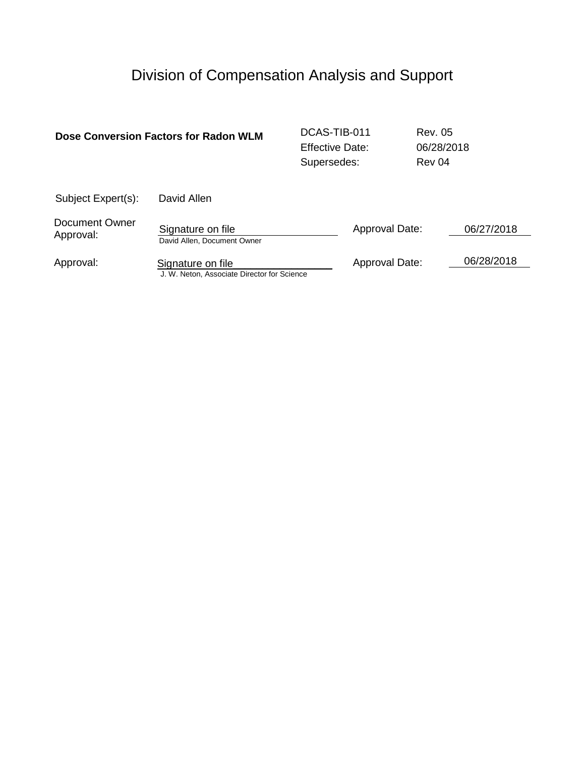# Division of Compensation Analysis and Support

| **Dose Conversion Factors for Radon WLM** | DCAS-TIB-011 | Rev. 05 |
|---|---|---|
| | Effective Date: | 06/28/2018 |
| | Supersedes: | Rev 04 |

Subject Expert(s): David Allen

| | | | |
|---|---|---|---|
| Document Owner Approval: | Signature on file<br>David Allen, Document Owner | Approval Date: | 06/27/2018 |
| Approval: | Signature on file<br>J. W. Neton, Associate Director for Science | Approval Date: | 06/28/2018 |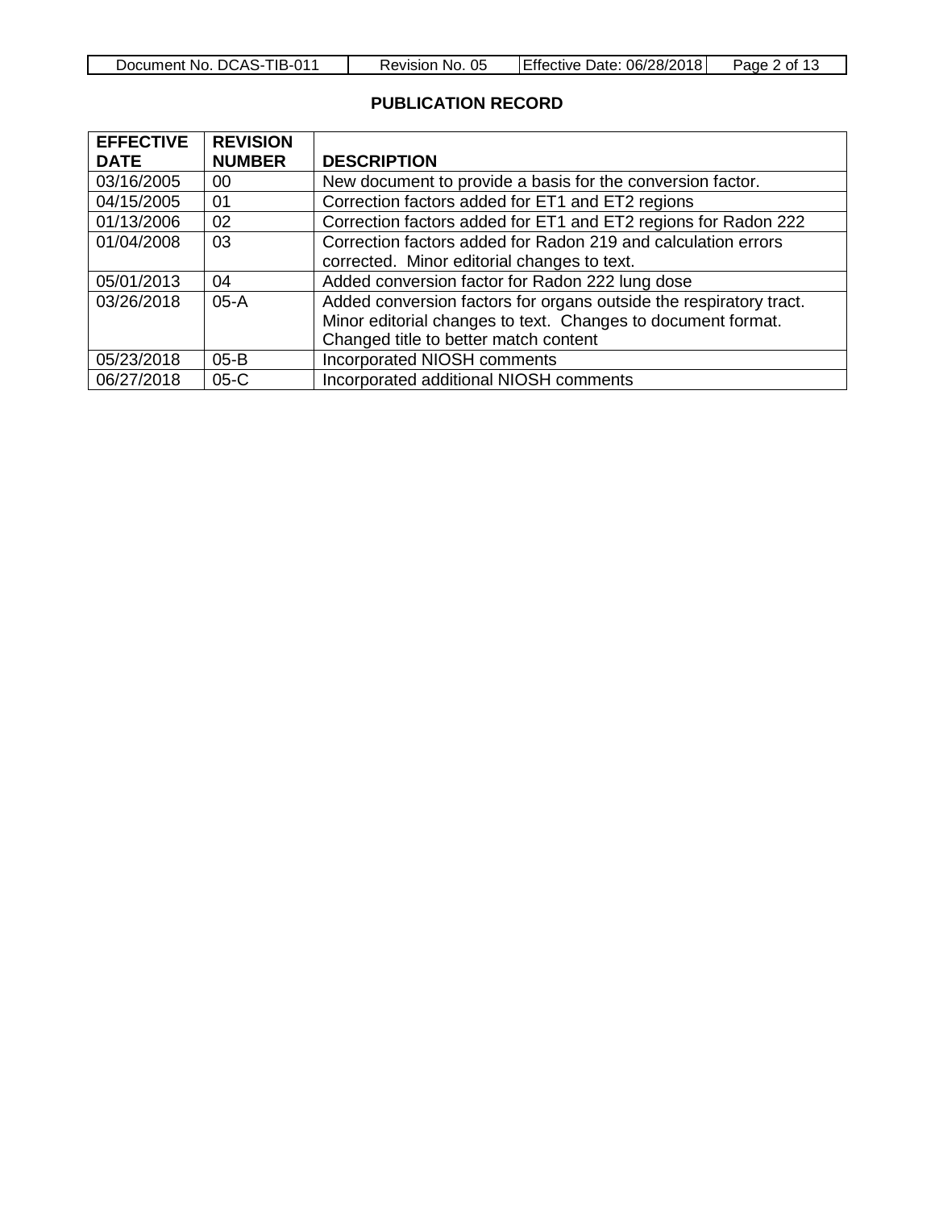## PUBLICATION RECORD

| EFFECTIVE DATE | REVISION NUMBER | DESCRIPTION |
|---|---|---|
| 03/16/2005 | 00 | New document to provide a basis for the conversion factor. |
| 04/15/2005 | 01 | Correction factors added for ET1 and ET2 regions |
| 01/13/2006 | 02 | Correction factors added for ET1 and ET2 regions for Radon 222 |
| 01/04/2008 | 03 | Correction factors added for Radon 219 and calculation errors corrected. Minor editorial changes to text. |
| 05/01/2013 | 04 | Added conversion factor for Radon 222 lung dose |
| 03/26/2018 | 05-A | Added conversion factors for organs outside the respiratory tract. Minor editorial changes to text. Changes to document format. Changed title to better match content |
| 05/23/2018 | 05-B | Incorporated NIOSH comments |
| 06/27/2018 | 05-C | Incorporated additional NIOSH comments |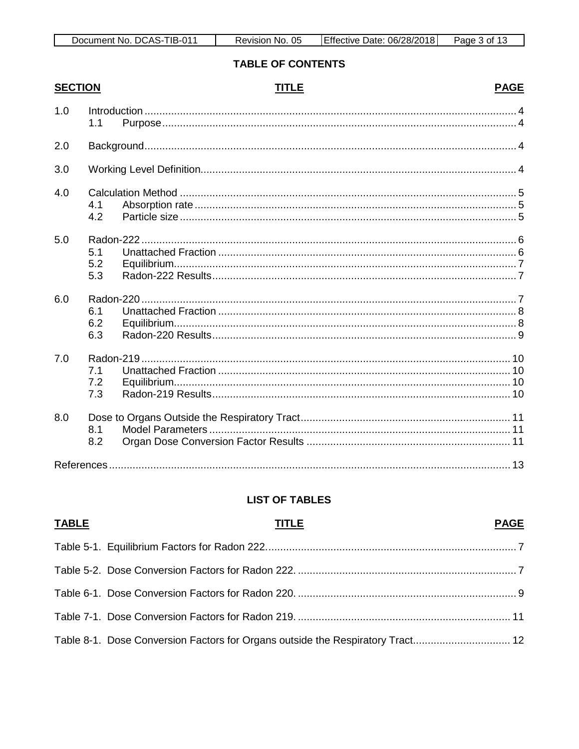**TABLE OF CONTENTS**

| SECTION | | TITLE | PAGE |
|---|---|---|---|
| 1.0 | | Introduction | 4 |
| | 1.1 | Purpose | 4 |
| 2.0 | | Background | 4 |
| 3.0 | | Working Level Definition | 4 |
| 4.0 | | Calculation Method | 5 |
| | 4.1 | Absorption rate | 5 |
| | 4.2 | Particle size | 5 |
| 5.0 | | Radon-222 | 6 |
| | 5.1 | Unattached Fraction | 6 |
| | 5.2 | Equilibrium | 7 |
| | 5.3 | Radon-222 Results | 7 |
| 6.0 | | Radon-220 | 7 |
| | 6.1 | Unattached Fraction | 8 |
| | 6.2 | Equilibrium | 8 |
| | 6.3 | Radon-220 Results | 9 |
| 7.0 | | Radon-219 | 10 |
| | 7.1 | Unattached Fraction | 10 |
| | 7.2 | Equilibrium | 10 |
| | 7.3 | Radon-219 Results | 10 |
| 8.0 | | Dose to Organs Outside the Respiratory Tract | 11 |
| | 8.1 | Model Parameters | 11 |
| | 8.2 | Organ Dose Conversion Factor Results | 11 |
| References | | | 13 |

**LIST OF TABLES**

| TABLE | TITLE | PAGE |
|---|---|---|
| Table 5-1. | Equilibrium Factors for Radon 222. | 7 |
| Table 5-2. | Dose Conversion Factors for Radon 222. | 7 |
| Table 6-1. | Dose Conversion Factors for Radon 220. | 9 |
| Table 7-1. | Dose Conversion Factors for Radon 219. | 11 |
| Table 8-1. | Dose Conversion Factors for Organs outside the Respiratory Tract. | 12 |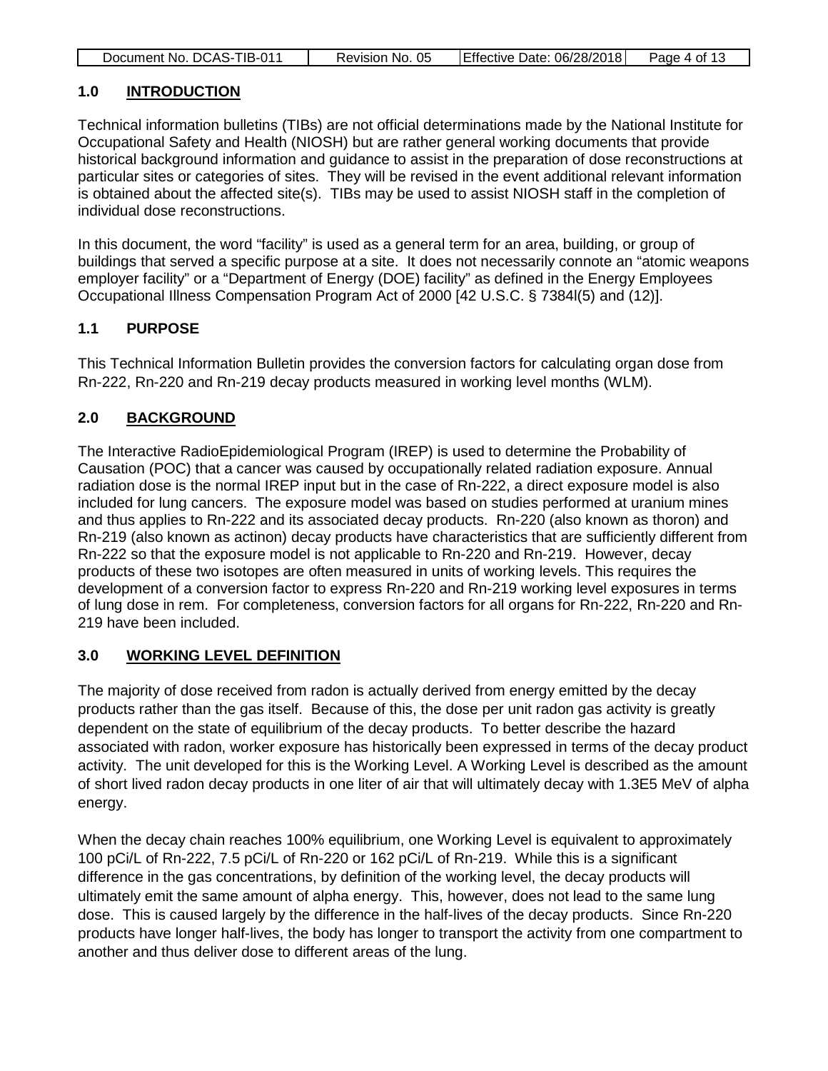## 1.0 INTRODUCTION

Technical information bulletins (TIBs) are not official determinations made by the National Institute for Occupational Safety and Health (NIOSH) but are rather general working documents that provide historical background information and guidance to assist in the preparation of dose reconstructions at particular sites or categories of sites. They will be revised in the event additional relevant information is obtained about the affected site(s). TIBs may be used to assist NIOSH staff in the completion of individual dose reconstructions.

In this document, the word "facility" is used as a general term for an area, building, or group of buildings that served a specific purpose at a site. It does not necessarily connote an "atomic weapons employer facility" or a "Department of Energy (DOE) facility" as defined in the Energy Employees Occupational Illness Compensation Program Act of 2000 [42 U.S.C. § 7384l(5) and (12)].

## 1.1 PURPOSE

This Technical Information Bulletin provides the conversion factors for calculating organ dose from Rn-222, Rn-220 and Rn-219 decay products measured in working level months (WLM).

## 2.0 BACKGROUND

The Interactive RadioEpidemiological Program (IREP) is used to determine the Probability of Causation (POC) that a cancer was caused by occupationally related radiation exposure. Annual radiation dose is the normal IREP input but in the case of Rn-222, a direct exposure model is also included for lung cancers. The exposure model was based on studies performed at uranium mines and thus applies to Rn-222 and its associated decay products. Rn-220 (also known as thoron) and Rn-219 (also known as actinon) decay products have characteristics that are sufficiently different from Rn-222 so that the exposure model is not applicable to Rn-220 and Rn-219. However, decay products of these two isotopes are often measured in units of working levels. This requires the development of a conversion factor to express Rn-220 and Rn-219 working level exposures in terms of lung dose in rem. For completeness, conversion factors for all organs for Rn-222, Rn-220 and Rn-219 have been included.

## 3.0 WORKING LEVEL DEFINITION

The majority of dose received from radon is actually derived from energy emitted by the decay products rather than the gas itself. Because of this, the dose per unit radon gas activity is greatly dependent on the state of equilibrium of the decay products. To better describe the hazard associated with radon, worker exposure has historically been expressed in terms of the decay product activity. The unit developed for this is the Working Level. A Working Level is described as the amount of short lived radon decay products in one liter of air that will ultimately decay with 1.3E5 MeV of alpha energy.

When the decay chain reaches 100% equilibrium, one Working Level is equivalent to approximately 100 pCi/L of Rn-222, 7.5 pCi/L of Rn-220 or 162 pCi/L of Rn-219. While this is a significant difference in the gas concentrations, by definition of the working level, the decay products will ultimately emit the same amount of alpha energy. This, however, does not lead to the same lung dose. This is caused largely by the difference in the half-lives of the decay products. Since Rn-220 products have longer half-lives, the body has longer to transport the activity from one compartment to another and thus deliver dose to different areas of the lung.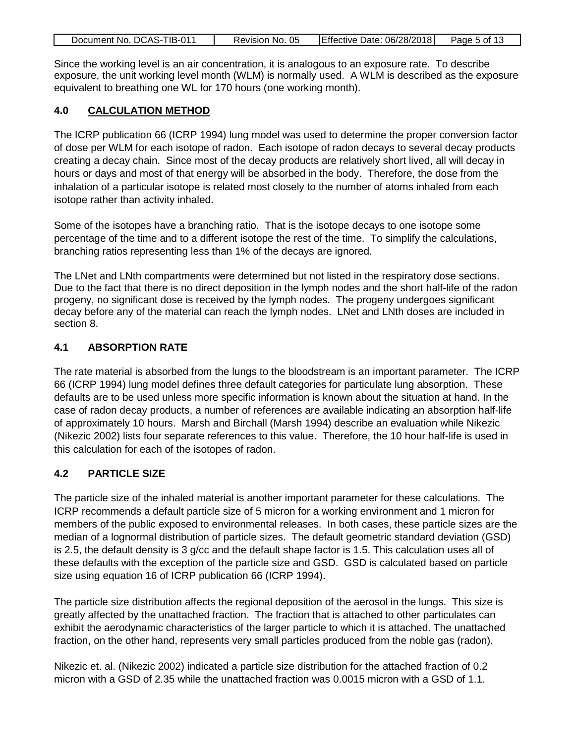Since the working level is an air concentration, it is analogous to an exposure rate. To describe exposure, the unit working level month (WLM) is normally used. A WLM is described as the exposure equivalent to breathing one WL for 170 hours (one working month).

## 4.0 CALCULATION METHOD

The ICRP publication 66 (ICRP 1994) lung model was used to determine the proper conversion factor of dose per WLM for each isotope of radon. Each isotope of radon decays to several decay products creating a decay chain. Since most of the decay products are relatively short lived, all will decay in hours or days and most of that energy will be absorbed in the body. Therefore, the dose from the inhalation of a particular isotope is related most closely to the number of atoms inhaled from each isotope rather than activity inhaled.

Some of the isotopes have a branching ratio. That is the isotope decays to one isotope some percentage of the time and to a different isotope the rest of the time. To simplify the calculations, branching ratios representing less than 1% of the decays are ignored.

The LNet and LNth compartments were determined but not listed in the respiratory dose sections. Due to the fact that there is no direct deposition in the lymph nodes and the short half-life of the radon progeny, no significant dose is received by the lymph nodes. The progeny undergoes significant decay before any of the material can reach the lymph nodes. LNet and LNth doses are included in section 8.

### 4.1 ABSORPTION RATE

The rate material is absorbed from the lungs to the bloodstream is an important parameter. The ICRP 66 (ICRP 1994) lung model defines three default categories for particulate lung absorption. These defaults are to be used unless more specific information is known about the situation at hand. In the case of radon decay products, a number of references are available indicating an absorption half-life of approximately 10 hours. Marsh and Birchall (Marsh 1994) describe an evaluation while Nikezic (Nikezic 2002) lists four separate references to this value. Therefore, the 10 hour half-life is used in this calculation for each of the isotopes of radon.

### 4.2 PARTICLE SIZE

The particle size of the inhaled material is another important parameter for these calculations. The ICRP recommends a default particle size of 5 micron for a working environment and 1 micron for members of the public exposed to environmental releases. In both cases, these particle sizes are the median of a lognormal distribution of particle sizes. The default geometric standard deviation (GSD) is 2.5, the default density is 3 g/cc and the default shape factor is 1.5. This calculation uses all of these defaults with the exception of the particle size and GSD. GSD is calculated based on particle size using equation 16 of ICRP publication 66 (ICRP 1994).

The particle size distribution affects the regional deposition of the aerosol in the lungs. This size is greatly affected by the unattached fraction. The fraction that is attached to other particulates can exhibit the aerodynamic characteristics of the larger particle to which it is attached. The unattached fraction, on the other hand, represents very small particles produced from the noble gas (radon).

Nikezic et. al. (Nikezic 2002) indicated a particle size distribution for the attached fraction of 0.2 micron with a GSD of 2.35 while the unattached fraction was 0.0015 micron with a GSD of 1.1.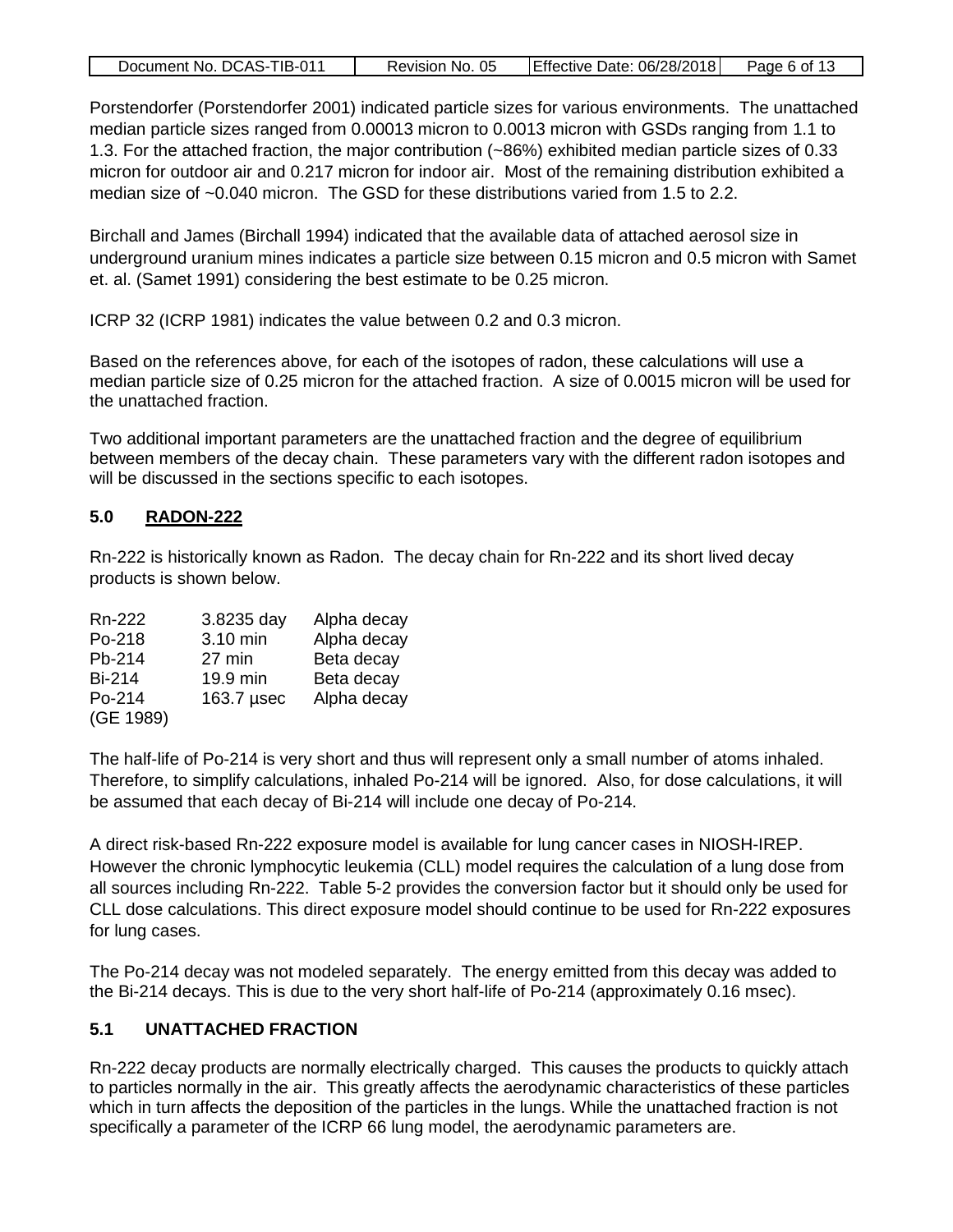Porstendorfer (Porstendorfer 2001) indicated particle sizes for various environments. The unattached median particle sizes ranged from 0.00013 micron to 0.0013 micron with GSDs ranging from 1.1 to 1.3. For the attached fraction, the major contribution (~86%) exhibited median particle sizes of 0.33 micron for outdoor air and 0.217 micron for indoor air. Most of the remaining distribution exhibited a median size of ~0.040 micron. The GSD for these distributions varied from 1.5 to 2.2.

Birchall and James (Birchall 1994) indicated that the available data of attached aerosol size in underground uranium mines indicates a particle size between 0.15 micron and 0.5 micron with Samet et. al. (Samet 1991) considering the best estimate to be 0.25 micron.

ICRP 32 (ICRP 1981) indicates the value between 0.2 and 0.3 micron.

Based on the references above, for each of the isotopes of radon, these calculations will use a median particle size of 0.25 micron for the attached fraction. A size of 0.0015 micron will be used for the unattached fraction.

Two additional important parameters are the unattached fraction and the degree of equilibrium between members of the decay chain. These parameters vary with the different radon isotopes and will be discussed in the sections specific to each isotopes.

## 5.0 RADON-222

Rn-222 is historically known as Radon. The decay chain for Rn-222 and its short lived decay products is shown below.

| | | |
|---|---|---|
| Rn-222 | 3.8235 day | Alpha decay |
| Po-218 | 3.10 min | Alpha decay |
| Pb-214 | 27 min | Beta decay |
| Bi-214 | 19.9 min | Beta decay |
| Po-214 | 163.7 µsec | Alpha decay |

(GE 1989)

The half-life of Po-214 is very short and thus will represent only a small number of atoms inhaled. Therefore, to simplify calculations, inhaled Po-214 will be ignored. Also, for dose calculations, it will be assumed that each decay of Bi-214 will include one decay of Po-214.

A direct risk-based Rn-222 exposure model is available for lung cancer cases in NIOSH-IREP. However the chronic lymphocytic leukemia (CLL) model requires the calculation of a lung dose from all sources including Rn-222. Table 5-2 provides the conversion factor but it should only be used for CLL dose calculations. This direct exposure model should continue to be used for Rn-222 exposures for lung cases.

The Po-214 decay was not modeled separately. The energy emitted from this decay was added to the Bi-214 decays. This is due to the very short half-life of Po-214 (approximately 0.16 msec).

### 5.1 UNATTACHED FRACTION

Rn-222 decay products are normally electrically charged. This causes the products to quickly attach to particles normally in the air. This greatly affects the aerodynamic characteristics of these particles which in turn affects the deposition of the particles in the lungs. While the unattached fraction is not specifically a parameter of the ICRP 66 lung model, the aerodynamic parameters are.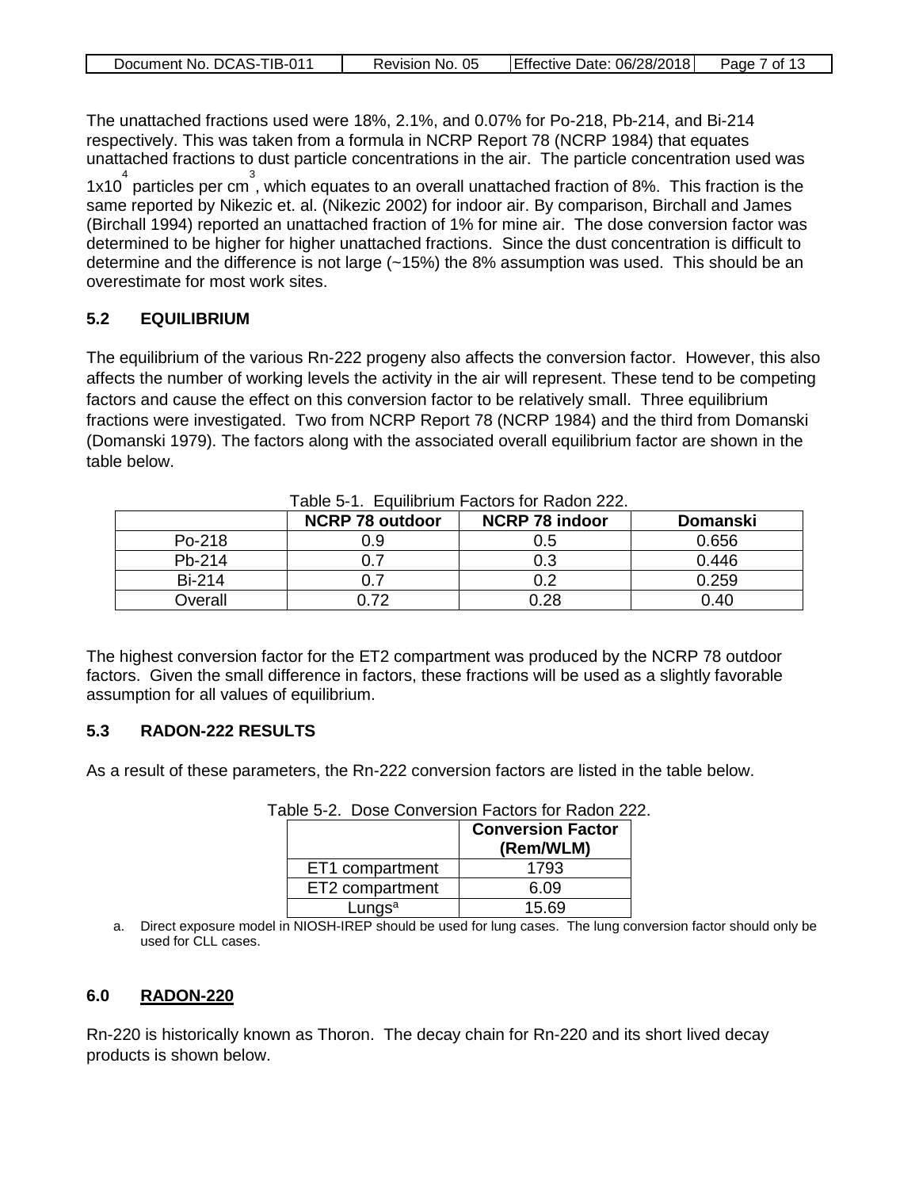The unattached fractions used were 18%, 2.1%, and 0.07% for Po-218, Pb-214, and Bi-214 respectively. This was taken from a formula in NCRP Report 78 (NCRP 1984) that equates unattached fractions to dust particle concentrations in the air. The particle concentration used was $1 \times 10^4$ particles per $cm^3$, which equates to an overall unattached fraction of 8%. This fraction is the same reported by Nikezic et. al. (Nikezic 2002) for indoor air. By comparison, Birchall and James (Birchall 1994) reported an unattached fraction of 1% for mine air. The dose conversion factor was determined to be higher for higher unattached fractions. Since the dust concentration is difficult to determine and the difference is not large (~15%) the 8% assumption was used. This should be an overestimate for most work sites.

### 5.2 EQUILIBRIUM

The equilibrium of the various Rn-222 progeny also affects the conversion factor. However, this also affects the number of working levels the activity in the air will represent. These tend to be competing factors and cause the effect on this conversion factor to be relatively small. Three equilibrium fractions were investigated. Two from NCRP Report 78 (NCRP 1984) and the third from Domanski (Domanski 1979). The factors along with the associated overall equilibrium factor are shown in the table below.

Table 5-1. Equilibrium Factors for Radon 222.

| | NCRP 78 outdoor | NCRP 78 indoor | Domanski |
|---|---|---|---|
| Po-218 | 0.9 | 0.5 | 0.656 |
| Pb-214 | 0.7 | 0.3 | 0.446 |
| Bi-214 | 0.7 | 0.2 | 0.259 |
| Overall | 0.72 | 0.28 | 0.40 |

The highest conversion factor for the ET2 compartment was produced by the NCRP 78 outdoor factors. Given the small difference in factors, these fractions will be used as a slightly favorable assumption for all values of equilibrium.

### 5.3 RADON-222 RESULTS

As a result of these parameters, the Rn-222 conversion factors are listed in the table below.

Table 5-2. Dose Conversion Factors for Radon 222.

| | Conversion Factor (Rem/WLM) |
|---|---|
| ET1 compartment | 1793 |
| ET2 compartment | 6.09 |
| Lungs[a] | 15.69 |

a. Direct exposure model in NIOSH-IREP should be used for lung cases. The lung conversion factor should only be used for CLL cases.

## 6.0 RADON-220

Rn-220 is historically known as Thoron. The decay chain for Rn-220 and its short lived decay products is shown below.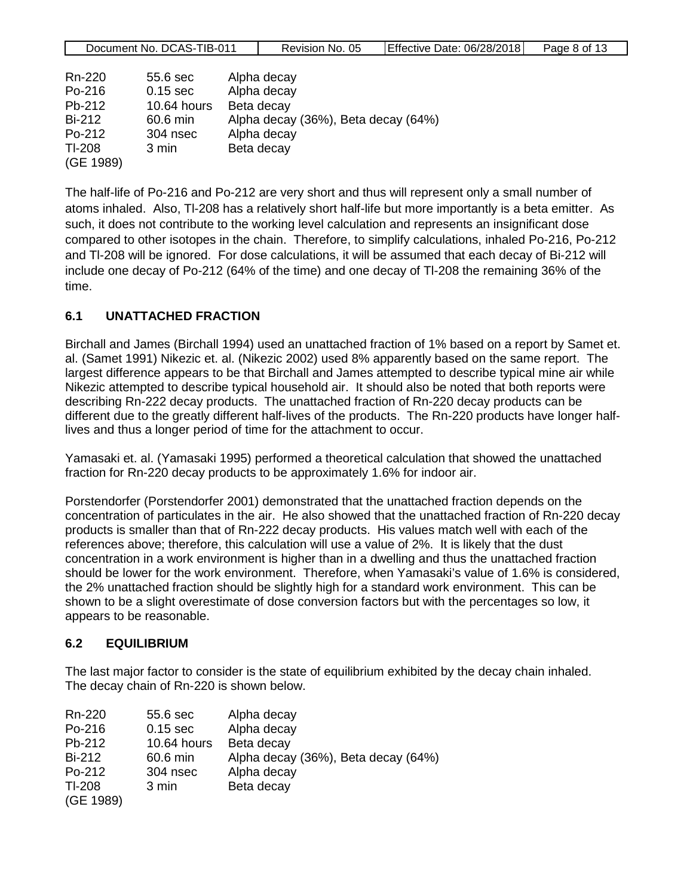| Rn-220 | 55.6 sec | Alpha decay |
|---|---|---|
| Po-216 | 0.15 sec | Alpha decay |
| Pb-212 | 10.64 hours | Beta decay |
| Bi-212 | 60.6 min | Alpha decay (36%), Beta decay (64%) |
| Po-212 | 304 nsec | Alpha decay |
| Tl-208 | 3 min | Beta decay |

(GE 1989)

The half-life of Po-216 and Po-212 are very short and thus will represent only a small number of atoms inhaled. Also, Tl-208 has a relatively short half-life but more importantly is a beta emitter. As such, it does not contribute to the working level calculation and represents an insignificant dose compared to other isotopes in the chain. Therefore, to simplify calculations, inhaled Po-216, Po-212 and Tl-208 will be ignored. For dose calculations, it will be assumed that each decay of Bi-212 will include one decay of Po-212 (64% of the time) and one decay of Tl-208 the remaining 36% of the time.

## 6.1 UNATTACHED FRACTION

Birchall and James (Birchall 1994) used an unattached fraction of 1% based on a report by Samet et. al. (Samet 1991) Nikezic et. al. (Nikezic 2002) used 8% apparently based on the same report. The largest difference appears to be that Birchall and James attempted to describe typical mine air while Nikezic attempted to describe typical household air. It should also be noted that both reports were describing Rn-222 decay products. The unattached fraction of Rn-220 decay products can be different due to the greatly different half-lives of the products. The Rn-220 products have longer half-lives and thus a longer period of time for the attachment to occur.

Yamasaki et. al. (Yamasaki 1995) performed a theoretical calculation that showed the unattached fraction for Rn-220 decay products to be approximately 1.6% for indoor air.

Porstendorfer (Porstendorfer 2001) demonstrated that the unattached fraction depends on the concentration of particulates in the air. He also showed that the unattached fraction of Rn-220 decay products is smaller than that of Rn-222 decay products. His values match well with each of the references above; therefore, this calculation will use a value of 2%. It is likely that the dust concentration in a work environment is higher than in a dwelling and thus the unattached fraction should be lower for the work environment. Therefore, when Yamasaki's value of 1.6% is considered, the 2% unattached fraction should be slightly high for a standard work environment. This can be shown to be a slight overestimate of dose conversion factors but with the percentages so low, it appears to be reasonable.

## 6.2 EQUILIBRIUM

The last major factor to consider is the state of equilibrium exhibited by the decay chain inhaled. The decay chain of Rn-220 is shown below.

| Rn-220 | 55.6 sec | Alpha decay |
|---|---|---|
| Po-216 | 0.15 sec | Alpha decay |
| Pb-212 | 10.64 hours | Beta decay |
| Bi-212 | 60.6 min | Alpha decay (36%), Beta decay (64%) |
| Po-212 | 304 nsec | Alpha decay |
| Tl-208 | 3 min | Beta decay |

(GE 1989)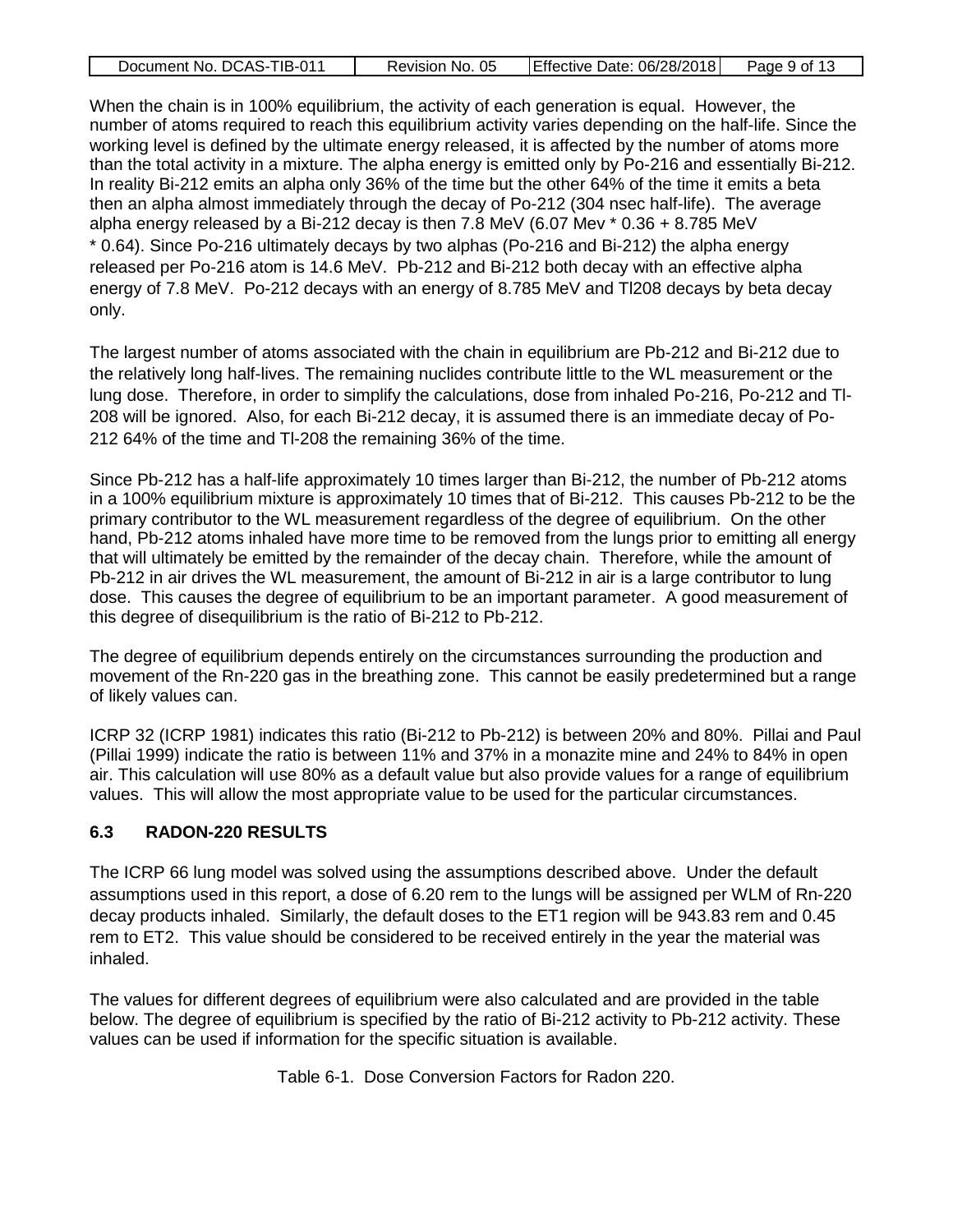When the chain is in 100% equilibrium, the activity of each generation is equal. However, the number of atoms required to reach this equilibrium activity varies depending on the half-life. Since the working level is defined by the ultimate energy released, it is affected by the number of atoms more than the total activity in a mixture. The alpha energy is emitted only by Po-216 and essentially Bi-212. In reality Bi-212 emits an alpha only 36% of the time but the other 64% of the time it emits a beta then an alpha almost immediately through the decay of Po-212 (304 nsec half-life). The average alpha energy released by a Bi-212 decay is then 7.8 MeV (6.07 Mev * 0.36 + 8.785 MeV * 0.64). Since Po-216 ultimately decays by two alphas (Po-216 and Bi-212) the alpha energy released per Po-216 atom is 14.6 MeV. Pb-212 and Bi-212 both decay with an effective alpha energy of 7.8 MeV. Po-212 decays with an energy of 8.785 MeV and Tl208 decays by beta decay only.

The largest number of atoms associated with the chain in equilibrium are Pb-212 and Bi-212 due to the relatively long half-lives. The remaining nuclides contribute little to the WL measurement or the lung dose. Therefore, in order to simplify the calculations, dose from inhaled Po-216, Po-212 and Tl-208 will be ignored. Also, for each Bi-212 decay, it is assumed there is an immediate decay of Po-212 64% of the time and Tl-208 the remaining 36% of the time.

Since Pb-212 has a half-life approximately 10 times larger than Bi-212, the number of Pb-212 atoms in a 100% equilibrium mixture is approximately 10 times that of Bi-212. This causes Pb-212 to be the primary contributor to the WL measurement regardless of the degree of equilibrium. On the other hand, Pb-212 atoms inhaled have more time to be removed from the lungs prior to emitting all energy that will ultimately be emitted by the remainder of the decay chain. Therefore, while the amount of Pb-212 in air drives the WL measurement, the amount of Bi-212 in air is a large contributor to lung dose. This causes the degree of equilibrium to be an important parameter. A good measurement of this degree of disequilibrium is the ratio of Bi-212 to Pb-212.

The degree of equilibrium depends entirely on the circumstances surrounding the production and movement of the Rn-220 gas in the breathing zone. This cannot be easily predetermined but a range of likely values can.

ICRP 32 (ICRP 1981) indicates this ratio (Bi-212 to Pb-212) is between 20% and 80%. Pillai and Paul (Pillai 1999) indicate the ratio is between 11% and 37% in a monazite mine and 24% to 84% in open air. This calculation will use 80% as a default value but also provide values for a range of equilibrium values. This will allow the most appropriate value to be used for the particular circumstances.

### 6.3 RADON-220 RESULTS

The ICRP 66 lung model was solved using the assumptions described above. Under the default assumptions used in this report, a dose of 6.20 rem to the lungs will be assigned per WLM of Rn-220 decay products inhaled. Similarly, the default doses to the ET1 region will be 943.83 rem and 0.45 rem to ET2. This value should be considered to be received entirely in the year the material was inhaled.

The values for different degrees of equilibrium were also calculated and are provided in the table below. The degree of equilibrium is specified by the ratio of Bi-212 activity to Pb-212 activity. These values can be used if information for the specific situation is available.

Table 6-1. Dose Conversion Factors for Radon 220.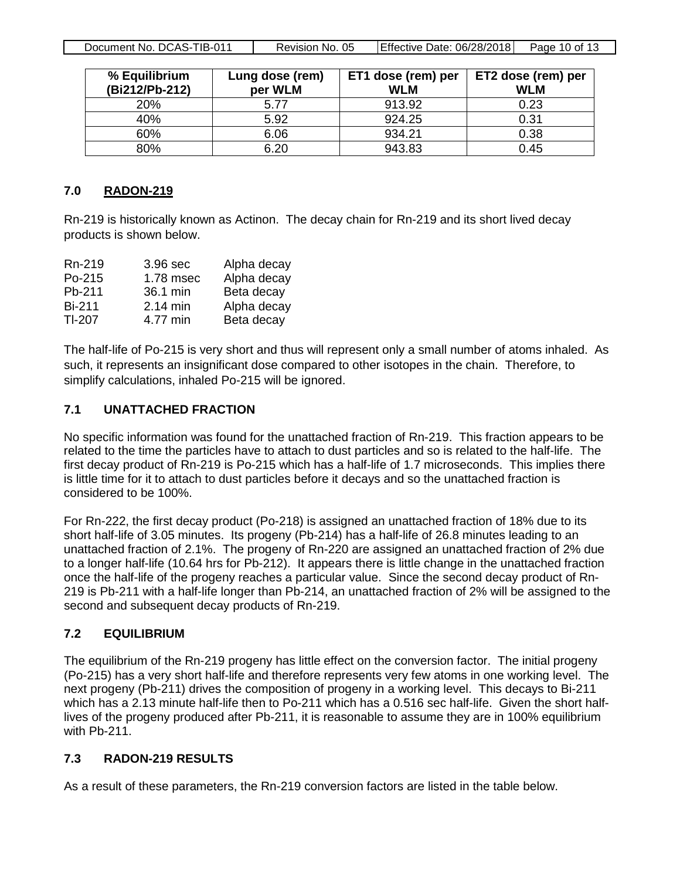| % Equilibrium (Bi212/Pb-212) | Lung dose (rem) per WLM | ET1 dose (rem) per WLM | ET2 dose (rem) per WLM |
|---|---|---|---|
| 20% | 5.77 | 913.92 | 0.23 |
| 40% | 5.92 | 924.25 | 0.31 |
| 60% | 6.06 | 934.21 | 0.38 |
| 80% | 6.20 | 943.83 | 0.45 |

## 7.0 RADON-219

Rn-219 is historically known as Actinon. The decay chain for Rn-219 and its short lived decay products is shown below.

| | | |
|---|---|---|
| Rn-219 | 3.96 sec | Alpha decay |
| Po-215 | 1.78 msec | Alpha decay |
| Pb-211 | 36.1 min | Beta decay |
| Bi-211 | 2.14 min | Alpha decay |
| Tl-207 | 4.77 min | Beta decay |

The half-life of Po-215 is very short and thus will represent only a small number of atoms inhaled. As such, it represents an insignificant dose compared to other isotopes in the chain. Therefore, to simplify calculations, inhaled Po-215 will be ignored.

### 7.1 UNATTACHED FRACTION

No specific information was found for the unattached fraction of Rn-219. This fraction appears to be related to the time the particles have to attach to dust particles and so is related to the half-life. The first decay product of Rn-219 is Po-215 which has a half-life of 1.7 microseconds. This implies there is little time for it to attach to dust particles before it decays and so the unattached fraction is considered to be 100%.

For Rn-222, the first decay product (Po-218) is assigned an unattached fraction of 18% due to its short half-life of 3.05 minutes. Its progeny (Pb-214) has a half-life of 26.8 minutes leading to an unattached fraction of 2.1%. The progeny of Rn-220 are assigned an unattached fraction of 2% due to a longer half-life (10.64 hrs for Pb-212). It appears there is little change in the unattached fraction once the half-life of the progeny reaches a particular value. Since the second decay product of Rn-219 is Pb-211 with a half-life longer than Pb-214, an unattached fraction of 2% will be assigned to the second and subsequent decay products of Rn-219.

### 7.2 EQUILIBRIUM

The equilibrium of the Rn-219 progeny has little effect on the conversion factor. The initial progeny (Po-215) has a very short half-life and therefore represents very few atoms in one working level. The next progeny (Pb-211) drives the composition of progeny in a working level. This decays to Bi-211 which has a 2.13 minute half-life then to Po-211 which has a 0.516 sec half-life. Given the short half-lives of the progeny produced after Pb-211, it is reasonable to assume they are in 100% equilibrium with Pb-211.

### 7.3 RADON-219 RESULTS

As a result of these parameters, the Rn-219 conversion factors are listed in the table below.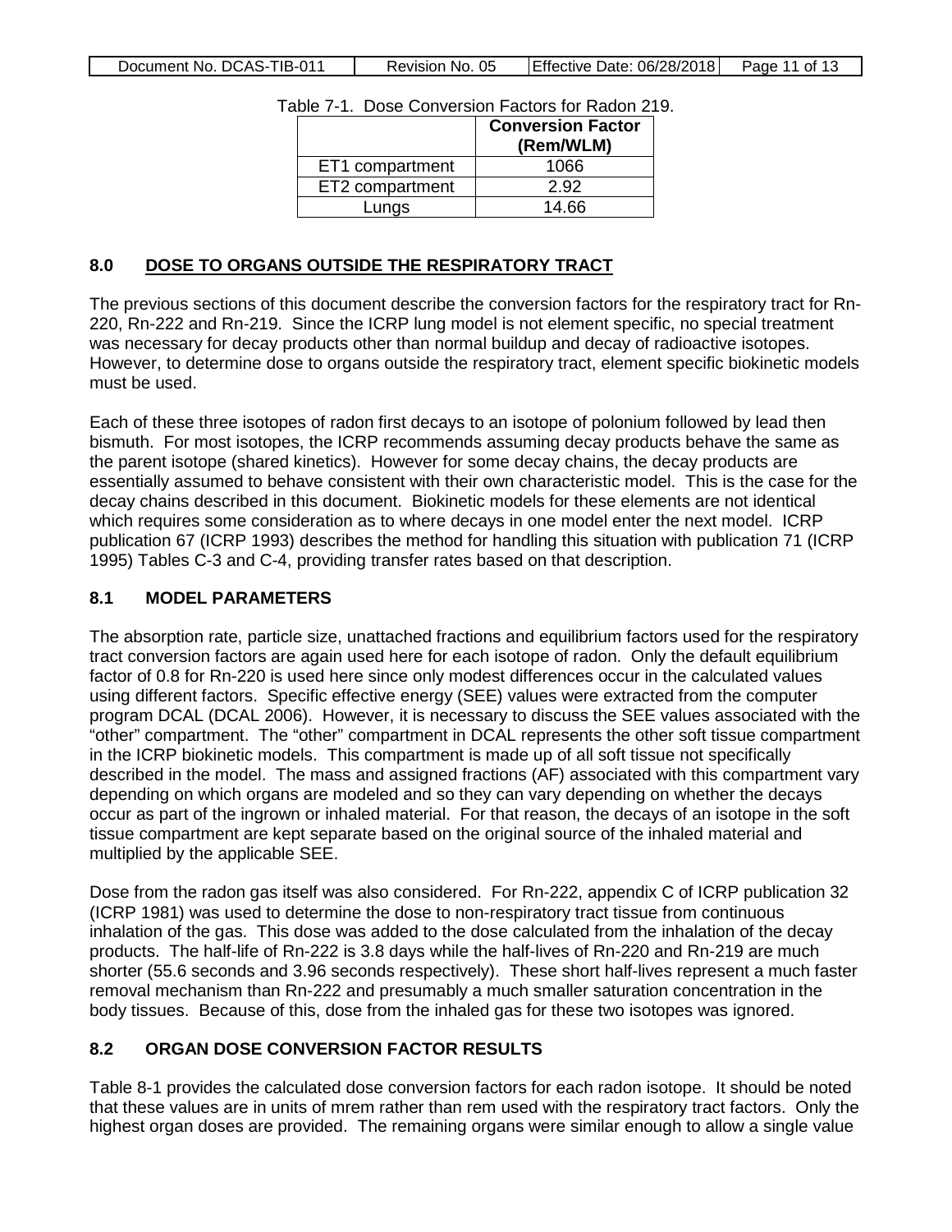Table 7-1. Dose Conversion Factors for Radon 219.

| | Conversion Factor (Rem/WLM) |
|---|---|
| ET1 compartment | 1066 |
| ET2 compartment | 2.92 |
| Lungs | 14.66 |

## 8.0 DOSE TO ORGANS OUTSIDE THE RESPIRATORY TRACT

The previous sections of this document describe the conversion factors for the respiratory tract for Rn-220, Rn-222 and Rn-219. Since the ICRP lung model is not element specific, no special treatment was necessary for decay products other than normal buildup and decay of radioactive isotopes. However, to determine dose to organs outside the respiratory tract, element specific biokinetic models must be used.

Each of these three isotopes of radon first decays to an isotope of polonium followed by lead then bismuth. For most isotopes, the ICRP recommends assuming decay products behave the same as the parent isotope (shared kinetics). However for some decay chains, the decay products are essentially assumed to behave consistent with their own characteristic model. This is the case for the decay chains described in this document. Biokinetic models for these elements are not identical which requires some consideration as to where decays in one model enter the next model. ICRP publication 67 (ICRP 1993) describes the method for handling this situation with publication 71 (ICRP 1995) Tables C-3 and C-4, providing transfer rates based on that description.

### 8.1 MODEL PARAMETERS

The absorption rate, particle size, unattached fractions and equilibrium factors used for the respiratory tract conversion factors are again used here for each isotope of radon. Only the default equilibrium factor of 0.8 for Rn-220 is used here since only modest differences occur in the calculated values using different factors. Specific effective energy (SEE) values were extracted from the computer program DCAL (DCAL 2006). However, it is necessary to discuss the SEE values associated with the "other" compartment. The "other" compartment in DCAL represents the other soft tissue compartment in the ICRP biokinetic models. This compartment is made up of all soft tissue not specifically described in the model. The mass and assigned fractions (AF) associated with this compartment vary depending on which organs are modeled and so they can vary depending on whether the decays occur as part of the ingrown or inhaled material. For that reason, the decays of an isotope in the soft tissue compartment are kept separate based on the original source of the inhaled material and multiplied by the applicable SEE.

Dose from the radon gas itself was also considered. For Rn-222, appendix C of ICRP publication 32 (ICRP 1981) was used to determine the dose to non-respiratory tract tissue from continuous inhalation of the gas. This dose was added to the dose calculated from the inhalation of the decay products. The half-life of Rn-222 is 3.8 days while the half-lives of Rn-220 and Rn-219 are much shorter (55.6 seconds and 3.96 seconds respectively). These short half-lives represent a much faster removal mechanism than Rn-222 and presumably a much smaller saturation concentration in the body tissues. Because of this, dose from the inhaled gas for these two isotopes was ignored.

### 8.2 ORGAN DOSE CONVERSION FACTOR RESULTS

Table 8-1 provides the calculated dose conversion factors for each radon isotope. It should be noted that these values are in units of mrem rather than rem used with the respiratory tract factors. Only the highest organ doses are provided. The remaining organs were similar enough to allow a single value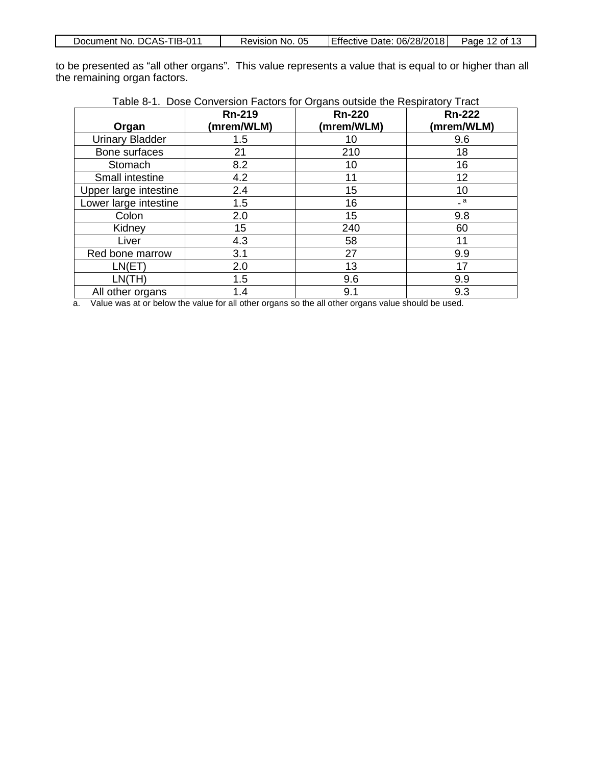to be presented as “all other organs”. This value represents a value that is equal to or higher than all the remaining organ factors.

Table 8-1. Dose Conversion Factors for Organs outside the Respiratory Tract

| Organ | Rn-219 (mrem/WLM) | Rn-220 (mrem/WLM) | Rn-222 (mrem/WLM) |
|---|---|---|---|
| Urinary Bladder | 1.5 | 10 | 9.6 |
| Bone surfaces | 21 | 210 | 18 |
| Stomach | 8.2 | 10 | 16 |
| Small intestine | 4.2 | 11 | 12 |
| Upper large intestine | 2.4 | 15 | 10 |
| Lower large intestine | 1.5 | 16 | - [a] |
| Colon | 2.0 | 15 | 9.8 |
| Kidney | 15 | 240 | 60 |
| Liver | 4.3 | 58 | 11 |
| Red bone marrow | 3.1 | 27 | 9.9 |
| LN(ET) | 2.0 | 13 | 17 |
| LN(TH) | 1.5 | 9.6 | 9.9 |
| All other organs | 1.4 | 9.1 | 9.3 |

a. Value was at or below the value for all other organs so the all other organs value should be used.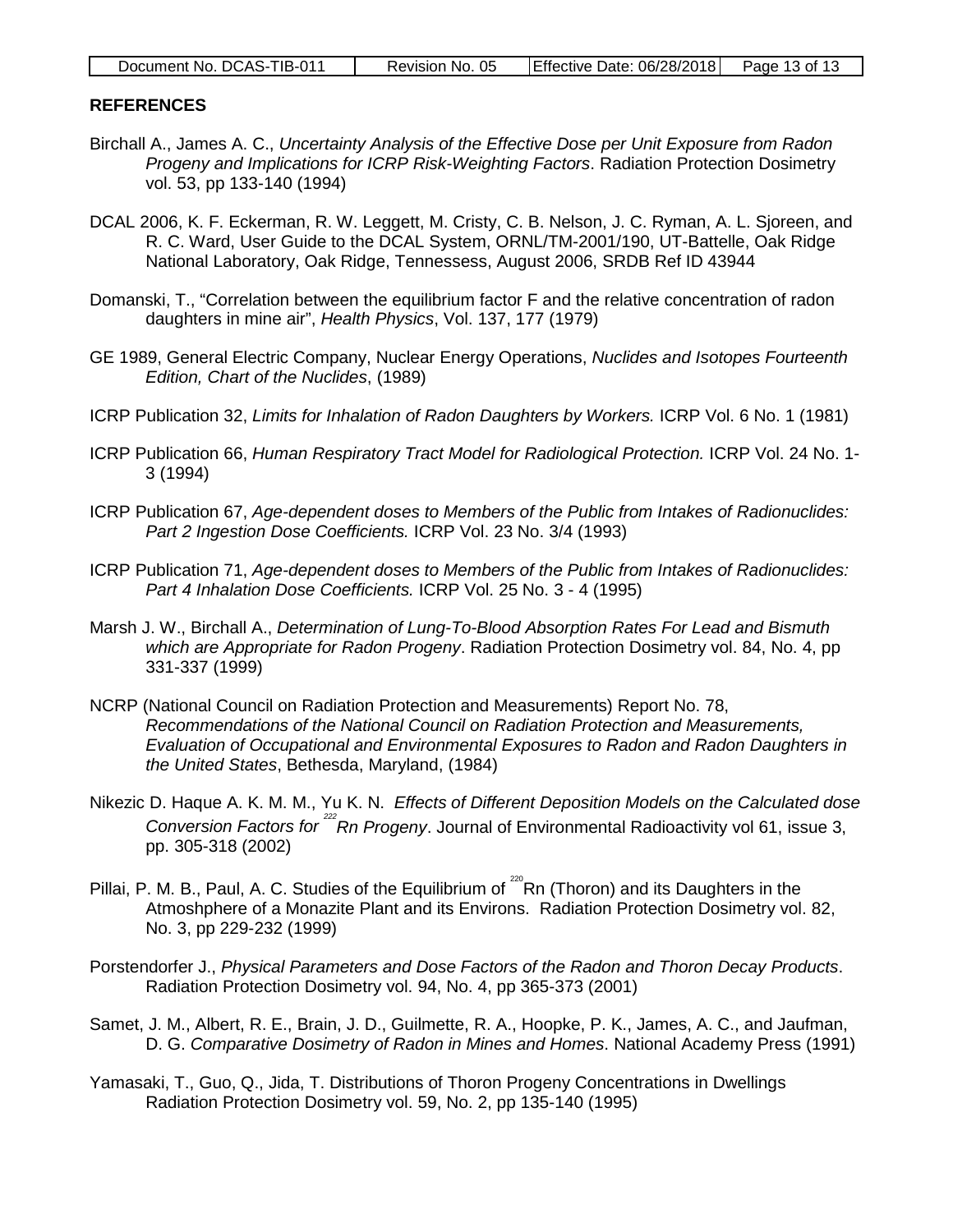## REFERENCES

Birchall A., James A. C., *Uncertainty Analysis of the Effective Dose per Unit Exposure from Radon Progeny and Implications for ICRP Risk-Weighting Factors*. Radiation Protection Dosimetry vol. 53, pp 133-140 (1994)

DCAL 2006, K. F. Eckerman, R. W. Leggett, M. Cristy, C. B. Nelson, J. C. Ryman, A. L. Sjoreen, and R. C. Ward, User Guide to the DCAL System, ORNL/TM-2001/190, UT-Battelle, Oak Ridge National Laboratory, Oak Ridge, Tennessess, August 2006, SRDB Ref ID 43944

Domanski, T., "Correlation between the equilibrium factor F and the relative concentration of radon daughters in mine air", *Health Physics*, Vol. 137, 177 (1979)

GE 1989, General Electric Company, Nuclear Energy Operations, *Nuclides and Isotopes Fourteenth Edition, Chart of the Nuclides*, (1989)

ICRP Publication 32, *Limits for Inhalation of Radon Daughters by Workers.* ICRP Vol. 6 No. 1 (1981)

ICRP Publication 66, *Human Respiratory Tract Model for Radiological Protection.* ICRP Vol. 24 No. 1-3 (1994)

ICRP Publication 67, *Age-dependent doses to Members of the Public from Intakes of Radionuclides: Part 2 Ingestion Dose Coefficients.* ICRP Vol. 23 No. 3/4 (1993)

ICRP Publication 71, *Age-dependent doses to Members of the Public from Intakes of Radionuclides: Part 4 Inhalation Dose Coefficients.* ICRP Vol. 25 No. 3 - 4 (1995)

Marsh J. W., Birchall A., *Determination of Lung-To-Blood Absorption Rates For Lead and Bismuth which are Appropriate for Radon Progeny*. Radiation Protection Dosimetry vol. 84, No. 4, pp 331-337 (1999)

NCRP (National Council on Radiation Protection and Measurements) Report No. 78, *Recommendations of the National Council on Radiation Protection and Measurements, Evaluation of Occupational and Environmental Exposures to Radon and Radon Daughters in the United States*, Bethesda, Maryland, (1984)

Nikezic D. Haque A. K. M. M., Yu K. N. *Effects of Different Deposition Models on the Calculated dose Conversion Factors for $^{222}$Rn Progeny*. Journal of Environmental Radioactivity vol 61, issue 3, pp. 305-318 (2002)

Pillai, P. M. B., Paul, A. C. Studies of the Equilibrium of $^{220}$Rn (Thoron) and its Daughters in the Atmoshphere of a Monazite Plant and its Environs. Radiation Protection Dosimetry vol. 82, No. 3, pp 229-232 (1999)

Porstendorfer J., *Physical Parameters and Dose Factors of the Radon and Thoron Decay Products*. Radiation Protection Dosimetry vol. 94, No. 4, pp 365-373 (2001)

Samet, J. M., Albert, R. E., Brain, J. D., Guilmette, R. A., Hoopke, P. K., James, A. C., and Jaufman, D. G. *Comparative Dosimetry of Radon in Mines and Homes*. National Academy Press (1991)

Yamasaki, T., Guo, Q., Jida, T. Distributions of Thoron Progeny Concentrations in Dwellings Radiation Protection Dosimetry vol. 59, No. 2, pp 135-140 (1995)